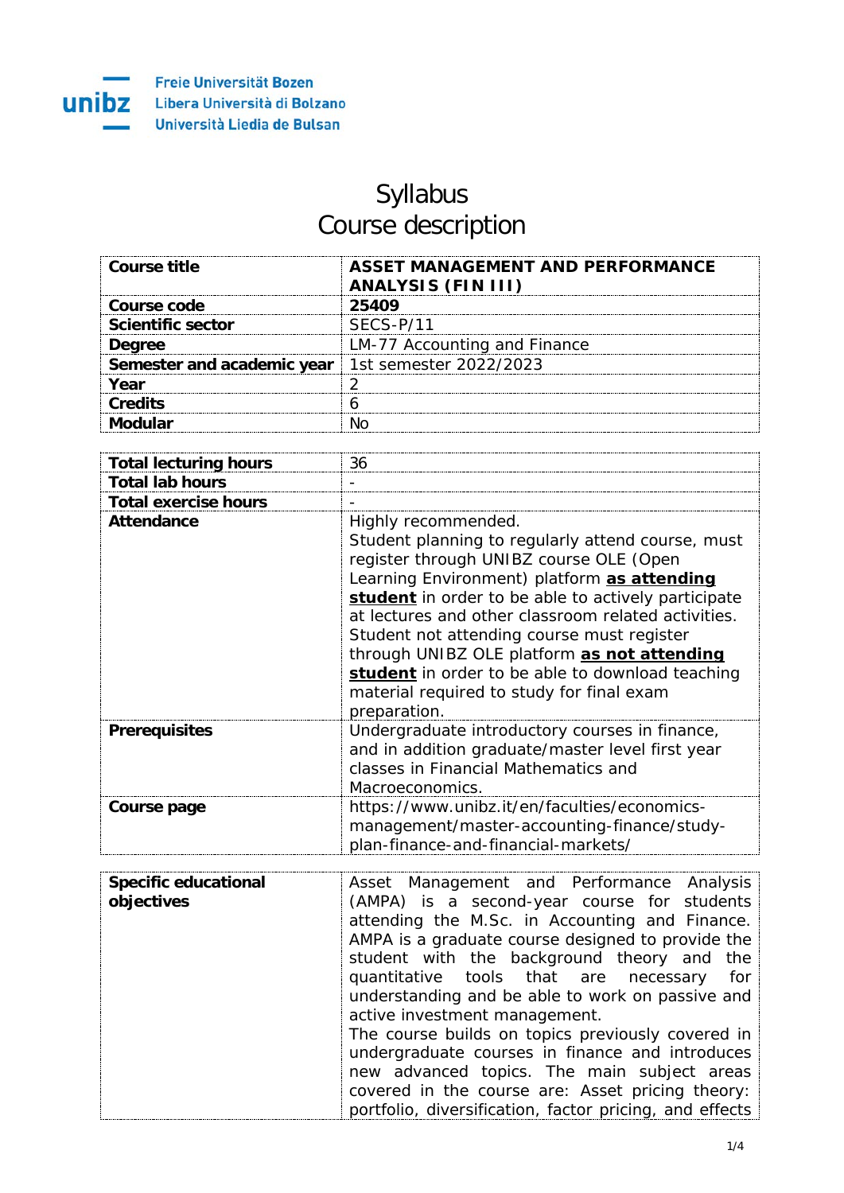# Syllabus
# Course description

| Course title | **ASSET MANAGEMENT AND PERFORMANCE ANALYSIS (FIN III)** |
|---|---|
| Course code | **25409** |
| Scientific sector | SECS-P/11 |
| Degree | LM-77 Accounting and Finance |
| Semester and academic year | 1st semester 2022/2023 |
| Year | 2 |
| Credits | 6 |
| Modular | No |

| Total lecturing hours | 36 |
|---|---|
| Total lab hours | - |
| Total exercise hours | - |
| Attendance | Highly recommended. Student planning to regularly attend course, must register through UNIBZ course OLE (Open Learning Environment) platform **as attending student** in order to be able to actively participate at lectures and other classroom related activities. Student not attending course must register through UNIBZ OLE platform **as not attending student** in order to be able to download teaching material required to study for final exam preparation. |
| Prerequisites | Undergraduate introductory courses in finance, and in addition graduate/master level first year classes in Financial Mathematics and Macroeconomics. |
| Course page | https://www.unibz.it/en/faculties/economics-management/master-accounting-finance/study-plan-finance-and-financial-markets/ |

| Specific educational objectives | Asset Management and Performance Analysis (AMPA) is a second-year course for students attending the M.Sc. in Accounting and Finance. AMPA is a graduate course designed to provide the student with the background theory and the quantitative tools that are necessary for understanding and be able to work on passive and active investment management. The course builds on topics previously covered in undergraduate courses in finance and introduces new advanced topics. The main subject areas covered in the course are: Asset pricing theory: portfolio, diversification, factor pricing, and effects |
|---|---|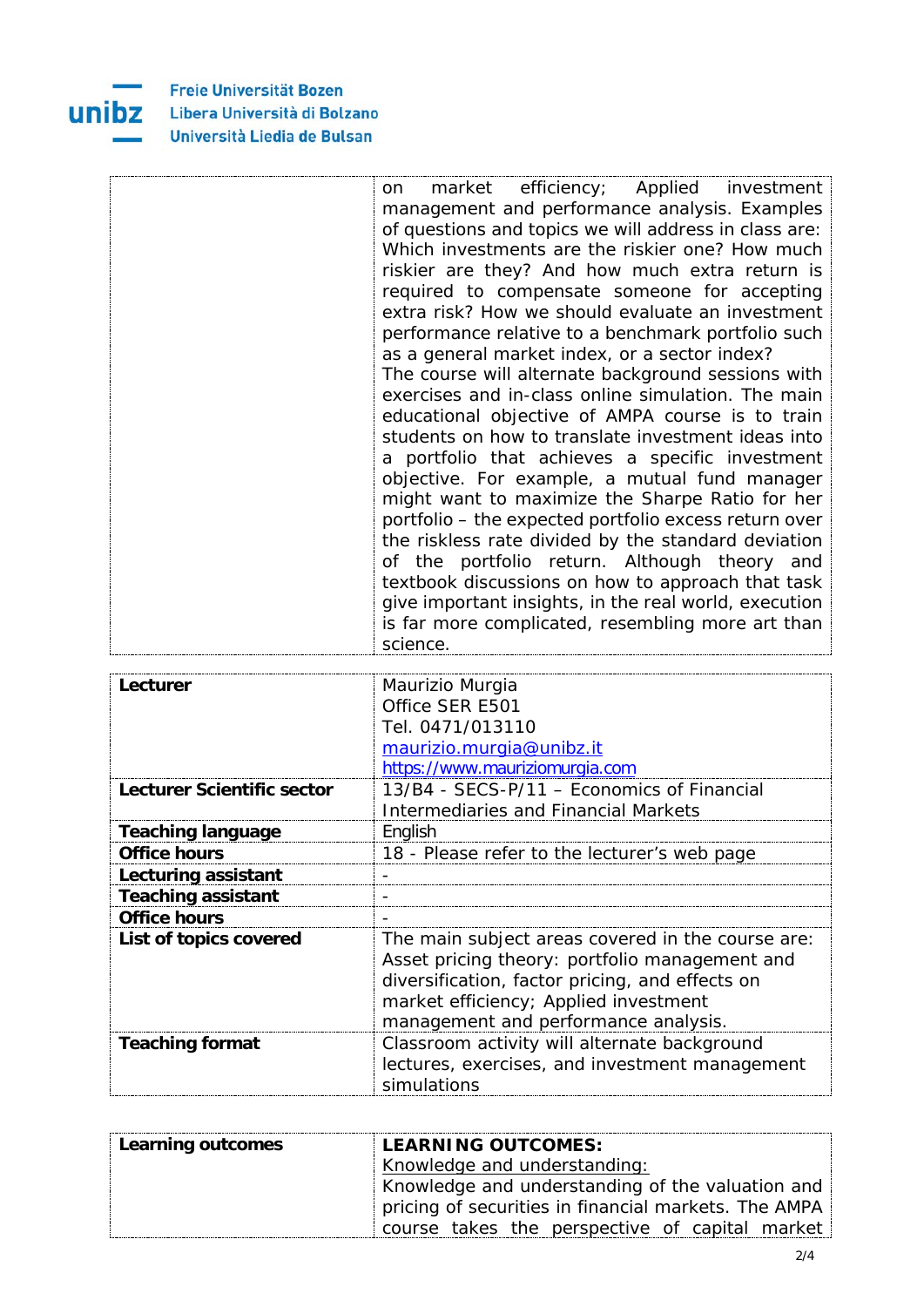| | |
|---|---|
| | on market efficiency; Applied investment management and performance analysis. Examples of questions and topics we will address in class are: Which investments are the riskier one? How much riskier are they? And how much extra return is required to compensate someone for accepting extra risk? How we should evaluate an investment performance relative to a benchmark portfolio such as a general market index, or a sector index? The course will alternate background sessions with exercises and in-class online simulation. The main educational objective of AMPA course is to train students on how to translate investment ideas into a portfolio that achieves a specific investment objective. For example, a mutual fund manager might want to maximize the Sharpe Ratio for her portfolio – the expected portfolio excess return over the riskless rate divided by the standard deviation of the portfolio return. Although theory and textbook discussions on how to approach that task give important insights, in the real world, execution is far more complicated, resembling more art than science. |

| | |
|---|---|
| **Lecturer** | Maurizio Murgia<br>Office SER E501<br>Tel. 0471/013110<br>maurizio.murgia@unibz.it<br>https://www.mauriziomurgia.com |
| **Lecturer Scientific sector** | 13/B4 - SECS-P/11 – Economics of Financial Intermediaries and Financial Markets |
| **Teaching language** | English |
| **Office hours** | 18 - Please refer to the lecturer's web page |
| **Lecturing assistant** | - |
| **Teaching assistant** | - |
| **Office hours** | - |
| **List of topics covered** | The main subject areas covered in the course are: Asset pricing theory: portfolio management and diversification, factor pricing, and effects on market efficiency; Applied investment management and performance analysis. |
| **Teaching format** | Classroom activity will alternate background lectures, exercises, and investment management simulations |

| | |
|---|---|
| **Learning outcomes** | **LEARNING OUTCOMES:**<br>Knowledge and understanding:<br>Knowledge and understanding of the valuation and pricing of securities in financial markets. The AMPA course takes the perspective of capital market |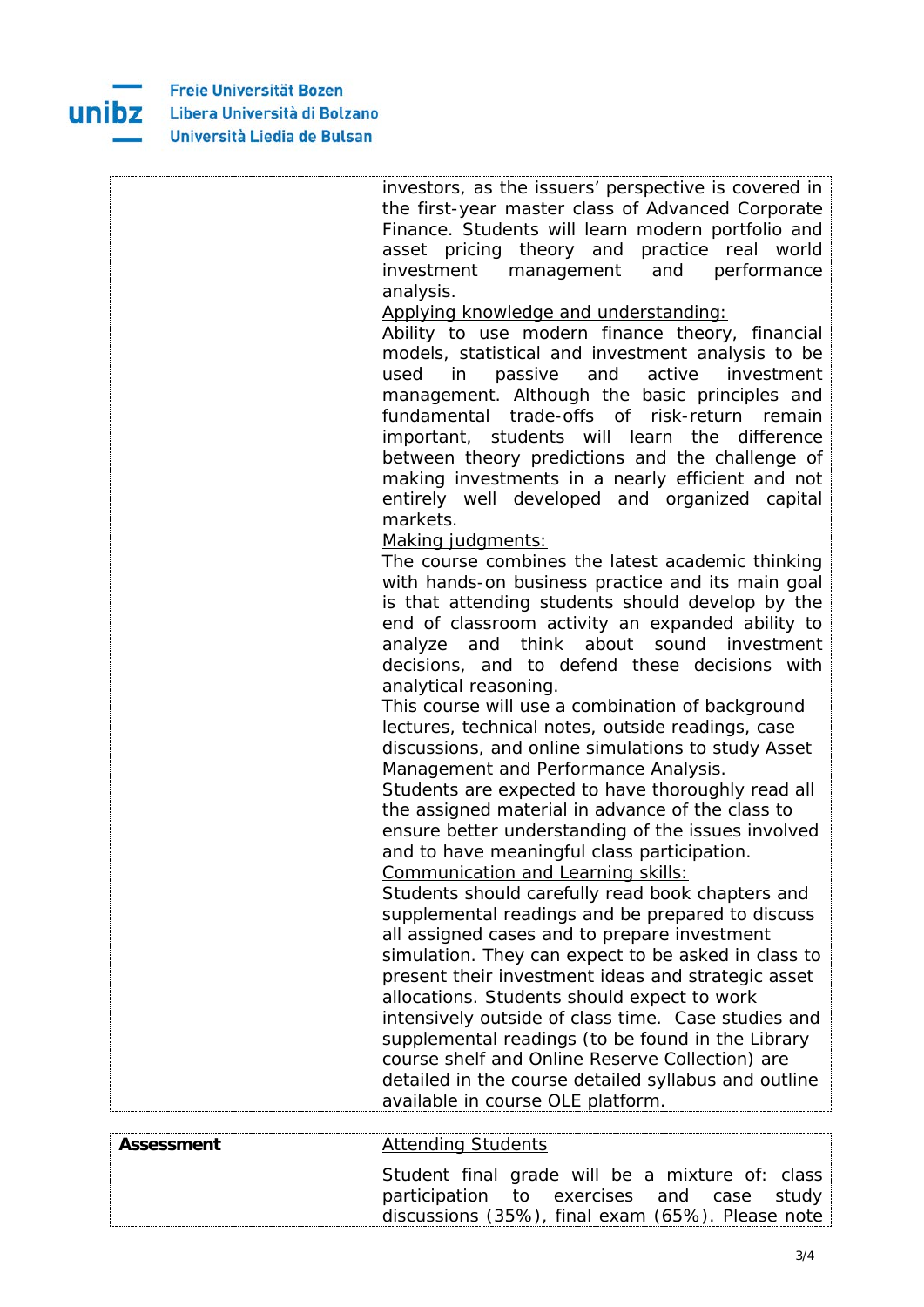| | |
|---|---|
| | investors, as the issuers' perspective is covered in the first-year master class of Advanced Corporate Finance. Students will learn modern portfolio and asset pricing theory and practice real world investment management and performance analysis.<br><u>Applying knowledge and understanding:</u><br>Ability to use modern finance theory, financial models, statistical and investment analysis to be used in passive and active investment management. Although the basic principles and fundamental trade-offs of risk-return remain important, students will learn the difference between theory predictions and the challenge of making investments in a nearly efficient and not entirely well developed and organized capital markets.<br><u>Making judgments:</u><br>The course combines the latest academic thinking with hands-on business practice and its main goal is that attending students should develop by the end of classroom activity an expanded ability to analyze and think about sound investment decisions, and to defend these decisions with analytical reasoning.<br>This course will use a combination of background lectures, technical notes, outside readings, case discussions, and online simulations to study Asset Management and Performance Analysis.<br>Students are expected to have thoroughly read all the assigned material in advance of the class to ensure better understanding of the issues involved and to have meaningful class participation.<br><u>Communication and Learning skills:</u><br>Students should carefully read book chapters and supplemental readings and be prepared to discuss all assigned cases and to prepare investment simulation. They can expect to be asked in class to present their investment ideas and strategic asset allocations. Students should expect to work intensively outside of class time. Case studies and supplemental readings (to be found in the Library course shelf and Online Reserve Collection) are detailed in the course detailed syllabus and outline available in course OLE platform. |

| | |
|---|---|
| **Assessment** | <u>Attending Students</u><br>Student final grade will be a mixture of: class participation to exercises and case study discussions (35%), final exam (65%). Please note |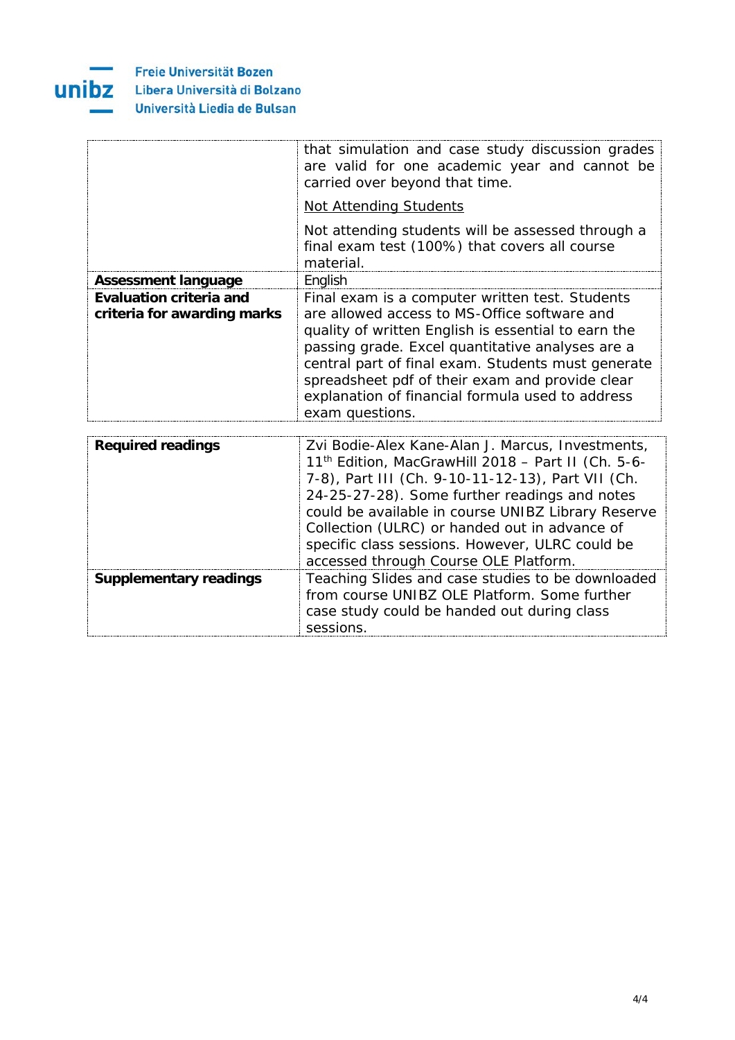| | |
|---|---|
| | that simulation and case study discussion grades are valid for one academic year and cannot be carried over beyond that time.<br><br>Not Attending Students<br><br>Not attending students will be assessed through a final exam test (100%) that covers all course material. |
| **Assessment language** | English |
| **Evaluation criteria and criteria for awarding marks** | Final exam is a computer written test. Students are allowed access to MS-Office software and quality of written English is essential to earn the passing grade. Excel quantitative analyses are a central part of final exam. Students must generate spreadsheet pdf of their exam and provide clear explanation of financial formula used to address exam questions. |

| | |
|---|---|
| **Required readings** | Zvi Bodie-Alex Kane-Alan J. Marcus, Investments, 11th Edition, MacGrawHill 2018 – Part II (Ch. 5-6-7-8), Part III (Ch. 9-10-11-12-13), Part VII (Ch. 24-25-27-28). Some further readings and notes could be available in course UNIBZ Library Reserve Collection (ULRC) or handed out in advance of specific class sessions. However, ULRC could be accessed through Course OLE Platform. |
| **Supplementary readings** | Teaching Slides and case studies to be downloaded from course UNIBZ OLE Platform. Some further case study could be handed out during class sessions. |